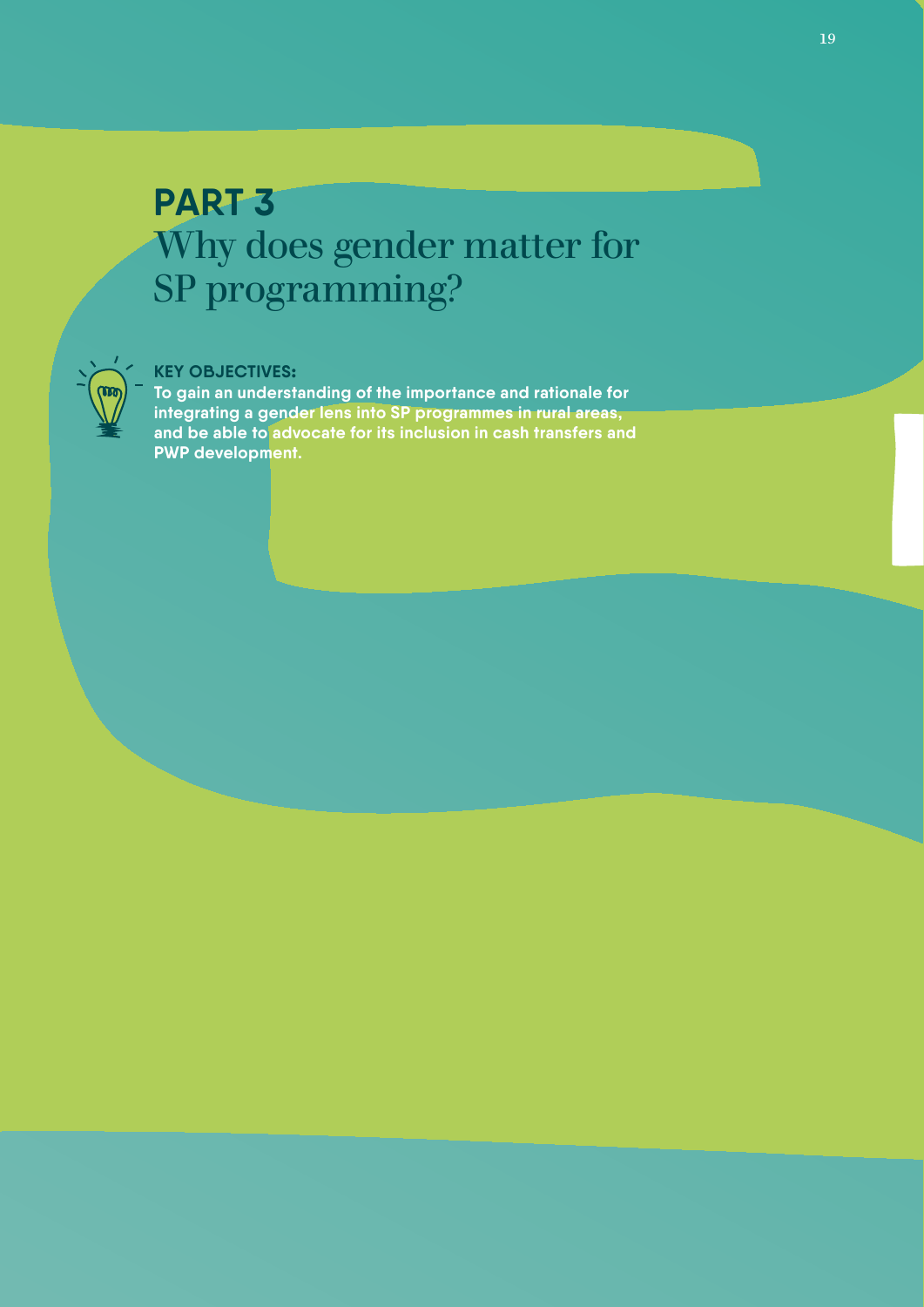# PART 3
## Why does gender matter for SP programming?

**KEY OBJECTIVES:**

**To gain an understanding of the importance and rationale for integrating a gender lens into SP programmes in rural areas, and be able to advocate for its inclusion in cash transfers and PWP development.**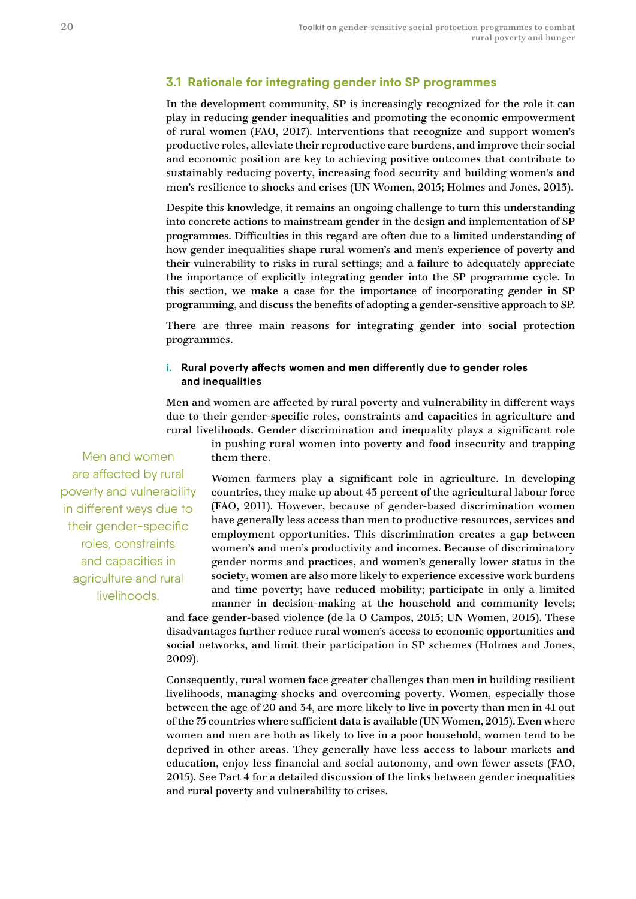## 3.1 Rationale for integrating gender into SP programmes

In the development community, SP is increasingly recognized for the role it can play in reducing gender inequalities and promoting the economic empowerment of rural women (FAO, 2017). Interventions that recognize and support women's productive roles, alleviate their reproductive care burdens, and improve their social and economic position are key to achieving positive outcomes that contribute to sustainably reducing poverty, increasing food security and building women's and men's resilience to shocks and crises (UN Women, 2015; Holmes and Jones, 2013).

Despite this knowledge, it remains an ongoing challenge to turn this understanding into concrete actions to mainstream gender in the design and implementation of SP programmes. Difficulties in this regard are often due to a limited understanding of how gender inequalities shape rural women's and men's experience of poverty and their vulnerability to risks in rural settings; and a failure to adequately appreciate the importance of explicitly integrating gender into the SP programme cycle. In this section, we make a case for the importance of incorporating gender in SP programming, and discuss the benefits of adopting a gender-sensitive approach to SP.

There are three main reasons for integrating gender into social protection programmes.

### i. Rural poverty affects women and men differently due to gender roles and inequalities

Men and women are affected by rural poverty and vulnerability in different ways due to their gender-specific roles, constraints and capacities in agriculture and rural livelihoods. Gender discrimination and inequality plays a significant role in pushing rural women into poverty and food insecurity and trapping them there.

> Men and women are affected by rural poverty and vulnerability in different ways due to their gender-specific roles, constraints and capacities in agriculture and rural livelihoods.

Women farmers play a significant role in agriculture. In developing countries, they make up about 43 percent of the agricultural labour force (FAO, 2011). However, because of gender-based discrimination women have generally less access than men to productive resources, services and employment opportunities. This discrimination creates a gap between women's and men's productivity and incomes. Because of discriminatory gender norms and practices, and women's generally lower status in the society, women are also more likely to experience excessive work burdens and time poverty; have reduced mobility; participate in only a limited manner in decision-making at the household and community levels; and face gender-based violence (de la O Campos, 2015; UN Women, 2015). These disadvantages further reduce rural women's access to economic opportunities and social networks, and limit their participation in SP schemes (Holmes and Jones, 2009).

Consequently, rural women face greater challenges than men in building resilient livelihoods, managing shocks and overcoming poverty. Women, especially those between the age of 20 and 34, are more likely to live in poverty than men in 41 out of the 75 countries where sufficient data is available (UN Women, 2015). Even where women and men are both as likely to live in a poor household, women tend to be deprived in other areas. They generally have less access to labour markets and education, enjoy less financial and social autonomy, and own fewer assets (FAO, 2015). See Part 4 for a detailed discussion of the links between gender inequalities and rural poverty and vulnerability to crises.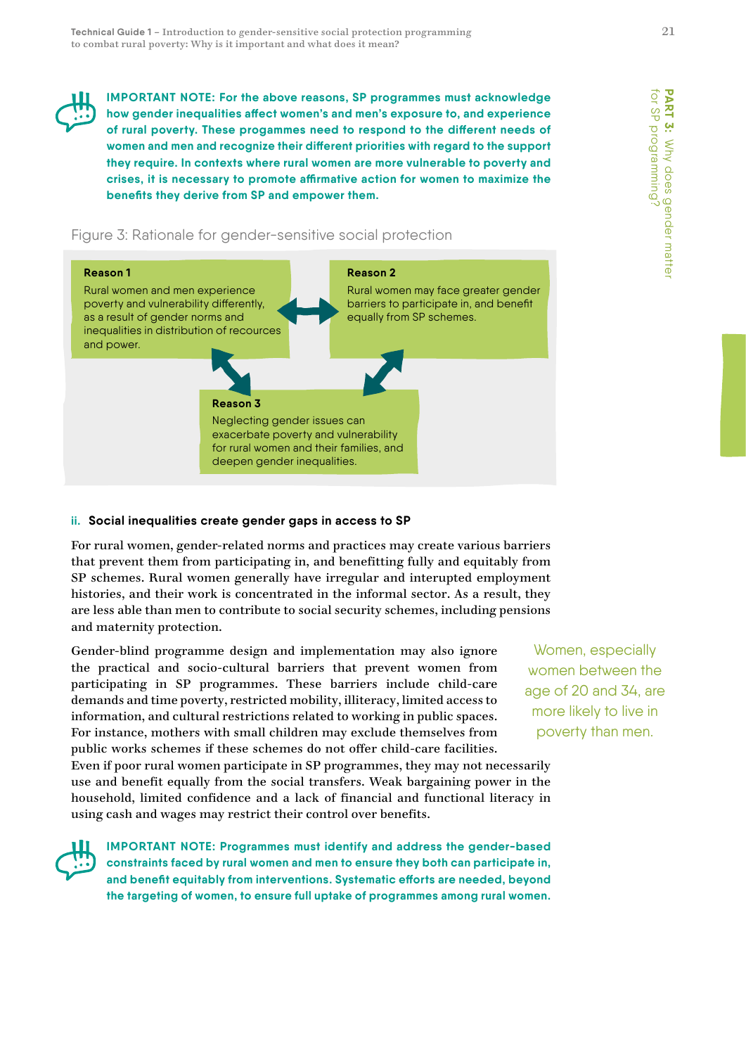**IMPORTANT NOTE: For the above reasons, SP programmes must acknowledge how gender inequalities affect women's and men's exposure to, and experience of rural poverty. These progammes need to respond to the different needs of women and men and recognize their different priorities with regard to the support they require. In contexts where rural women are more vulnerable to poverty and crises, it is necessary to promote affirmative action for women to maximize the benefits they derive from SP and empower them.**

Figure 3: Rationale for gender-sensitive social protection

**Reason 1**
Rural women and men experience poverty and vulnerability differently, as a result of gender norms and inequalities in distribution of recources and power.

**Reason 2**
Rural women may face greater gender barriers to participate in, and benefit equally from SP schemes.

**Reason 3**
Neglecting gender issues can exacerbate poverty and vulnerability for rural women and their families, and deepen gender inequalities.

#### ii. Social inequalities create gender gaps in access to SP

For rural women, gender-related norms and practices may create various barriers that prevent them from participating in, and benefitting fully and equitably from SP schemes. Rural women generally have irregular and interupted employment histories, and their work is concentrated in the informal sector. As a result, they are less able than men to contribute to social security schemes, including pensions and maternity protection.

Gender-blind programme design and implementation may also ignore the practical and socio-cultural barriers that prevent women from participating in SP programmes. These barriers include child-care demands and time poverty, restricted mobility, illiteracy, limited access to information, and cultural restrictions related to working in public spaces. For instance, mothers with small children may exclude themselves from public works schemes if these schemes do not offer child-care facilities. Even if poor rural women participate in SP programmes, they may not necessarily use and benefit equally from the social transfers. Weak bargaining power in the household, limited confidence and a lack of financial and functional literacy in using cash and wages may restrict their control over benefits.

> Women, especially women between the age of 20 and 34, are more likely to live in poverty than men.

**IMPORTANT NOTE: Programmes must identify and address the gender-based constraints faced by rural women and men to ensure they both can participate in, and benefit equitably from interventions. Systematic efforts are needed, beyond the targeting of women, to ensure full uptake of programmes among rural women.**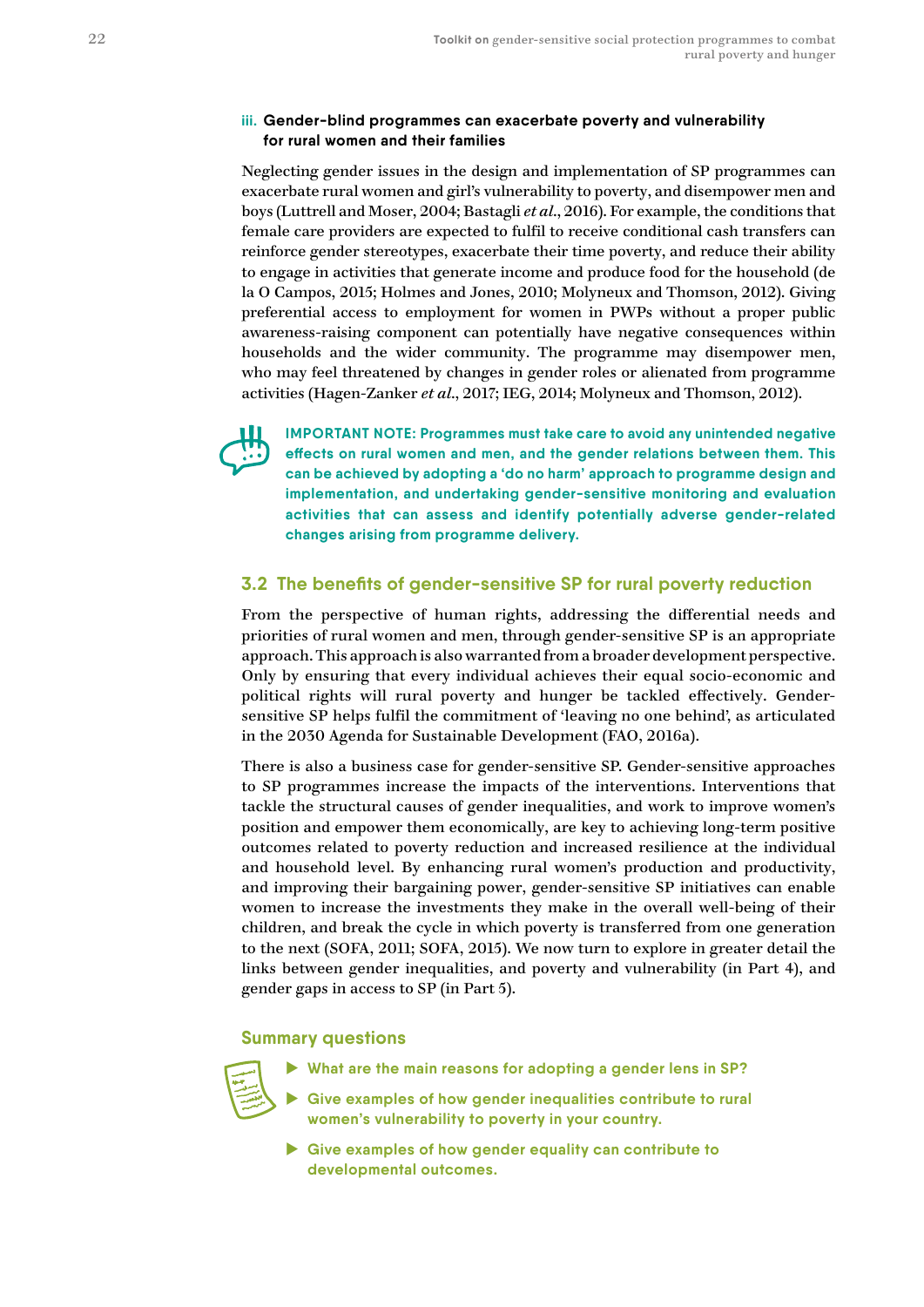### iii. Gender-blind programmes can exacerbate poverty and vulnerability for rural women and their families

Neglecting gender issues in the design and implementation of SP programmes can exacerbate rural women and girl's vulnerability to poverty, and disempower men and boys (Luttrell and Moser, 2004; Bastagli *et al.*, 2016). For example, the conditions that female care providers are expected to fulfil to receive conditional cash transfers can reinforce gender stereotypes, exacerbate their time poverty, and reduce their ability to engage in activities that generate income and produce food for the household (de la O Campos, 2015; Holmes and Jones, 2010; Molyneux and Thomson, 2012). Giving preferential access to employment for women in PWPs without a proper public awareness-raising component can potentially have negative consequences within households and the wider community. The programme may disempower men, who may feel threatened by changes in gender roles or alienated from programme activities (Hagen-Zanker *et al.*, 2017; IEG, 2014; Molyneux and Thomson, 2012).

**IMPORTANT NOTE: Programmes must take care to avoid any unintended negative effects on rural women and men, and the gender relations between them. This can be achieved by adopting a 'do no harm' approach to programme design and implementation, and undertaking gender-sensitive monitoring and evaluation activities that can assess and identify potentially adverse gender-related changes arising from programme delivery.**

## 3.2 The benefits of gender-sensitive SP for rural poverty reduction

From the perspective of human rights, addressing the differential needs and priorities of rural women and men, through gender-sensitive SP is an appropriate approach. This approach is also warranted from a broader development perspective. Only by ensuring that every individual achieves their equal socio-economic and political rights will rural poverty and hunger be tackled effectively. Gender-sensitive SP helps fulfil the commitment of 'leaving no one behind', as articulated in the 2030 Agenda for Sustainable Development (FAO, 2016a).

There is also a business case for gender-sensitive SP. Gender-sensitive approaches to SP programmes increase the impacts of the interventions. Interventions that tackle the structural causes of gender inequalities, and work to improve women's position and empower them economically, are key to achieving long-term positive outcomes related to poverty reduction and increased resilience at the individual and household level. By enhancing rural women's production and productivity, and improving their bargaining power, gender-sensitive SP initiatives can enable women to increase the investments they make in the overall well-being of their children, and break the cycle in which poverty is transferred from one generation to the next (SOFA, 2011; SOFA, 2015). We now turn to explore in greater detail the links between gender inequalities, and poverty and vulnerability (in Part 4), and gender gaps in access to SP (in Part 5).

### Summary questions

- **What are the main reasons for adopting a gender lens in SP?**
- **Give examples of how gender inequalities contribute to rural women's vulnerability to poverty in your country.**
- **Give examples of how gender equality can contribute to developmental outcomes.**